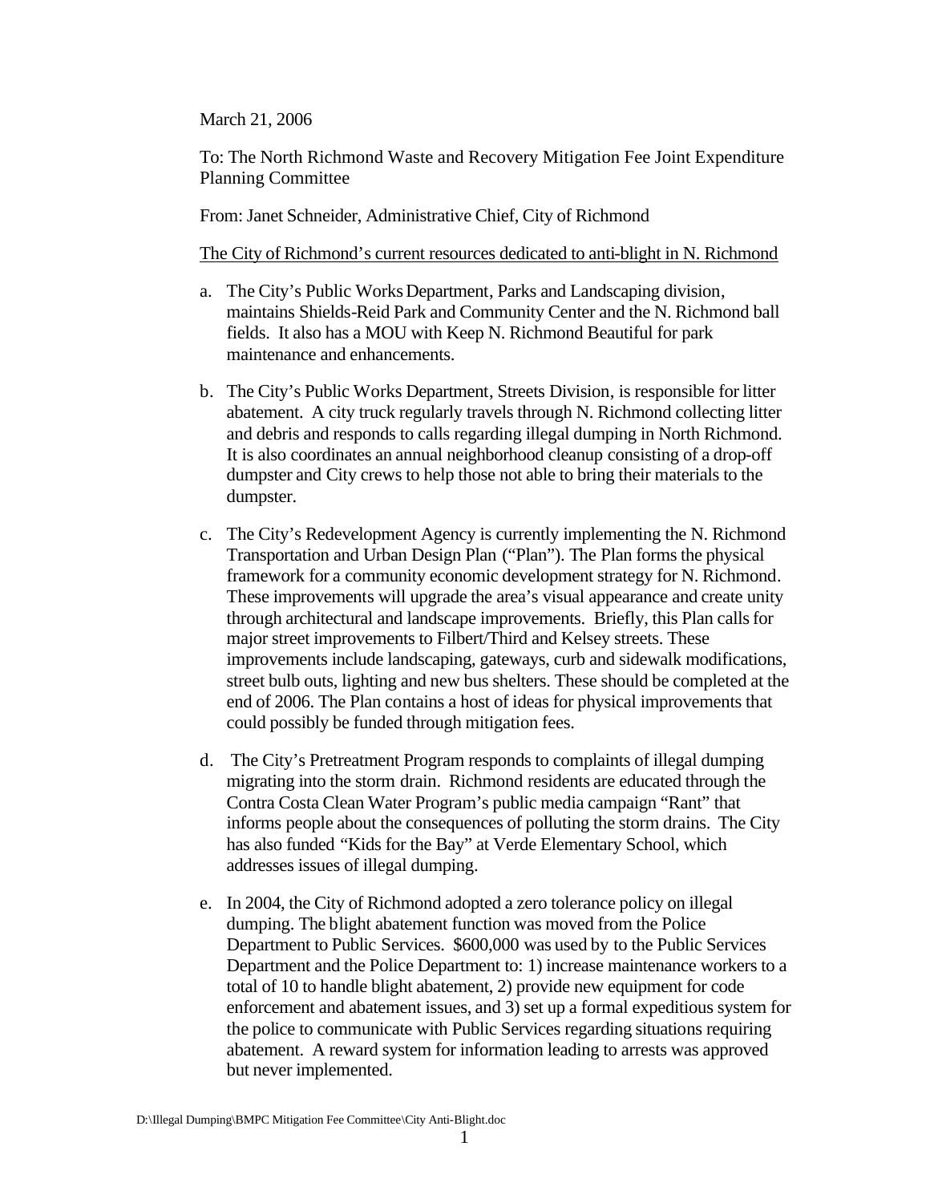March 21, 2006

To: The North Richmond Waste and Recovery Mitigation Fee Joint Expenditure Planning Committee

From: Janet Schneider, Administrative Chief, City of Richmond

<u>The City of Richmond's current resources dedicated to anti-blight in N. Richmond</u>

a. The City's Public Works Department, Parks and Landscaping division, maintains Shields-Reid Park and Community Center and the N. Richmond ball fields. It also has a MOU with Keep N. Richmond Beautiful for park maintenance and enhancements.

b. The City's Public Works Department, Streets Division, is responsible for litter abatement. A city truck regularly travels through N. Richmond collecting litter and debris and responds to calls regarding illegal dumping in North Richmond. It is also coordinates an annual neighborhood cleanup consisting of a drop-off dumpster and City crews to help those not able to bring their materials to the dumpster.

c. The City's Redevelopment Agency is currently implementing the N. Richmond Transportation and Urban Design Plan ("Plan"). The Plan forms the physical framework for a community economic development strategy for N. Richmond. These improvements will upgrade the area's visual appearance and create unity through architectural and landscape improvements. Briefly, this Plan calls for major street improvements to Filbert/Third and Kelsey streets. These improvements include landscaping, gateways, curb and sidewalk modifications, street bulb outs, lighting and new bus shelters. These should be completed at the end of 2006. The Plan contains a host of ideas for physical improvements that could possibly be funded through mitigation fees.

d. The City's Pretreatment Program responds to complaints of illegal dumping migrating into the storm drain. Richmond residents are educated through the Contra Costa Clean Water Program's public media campaign "Rant" that informs people about the consequences of polluting the storm drains. The City has also funded "Kids for the Bay" at Verde Elementary School, which addresses issues of illegal dumping.

e. In 2004, the City of Richmond adopted a zero tolerance policy on illegal dumping. The blight abatement function was moved from the Police Department to Public Services. $600,000 was used by to the Public Services Department and the Police Department to: 1) increase maintenance workers to a total of 10 to handle blight abatement, 2) provide new equipment for code enforcement and abatement issues, and 3) set up a formal expeditious system for the police to communicate with Public Services regarding situations requiring abatement. A reward system for information leading to arrests was approved but never implemented.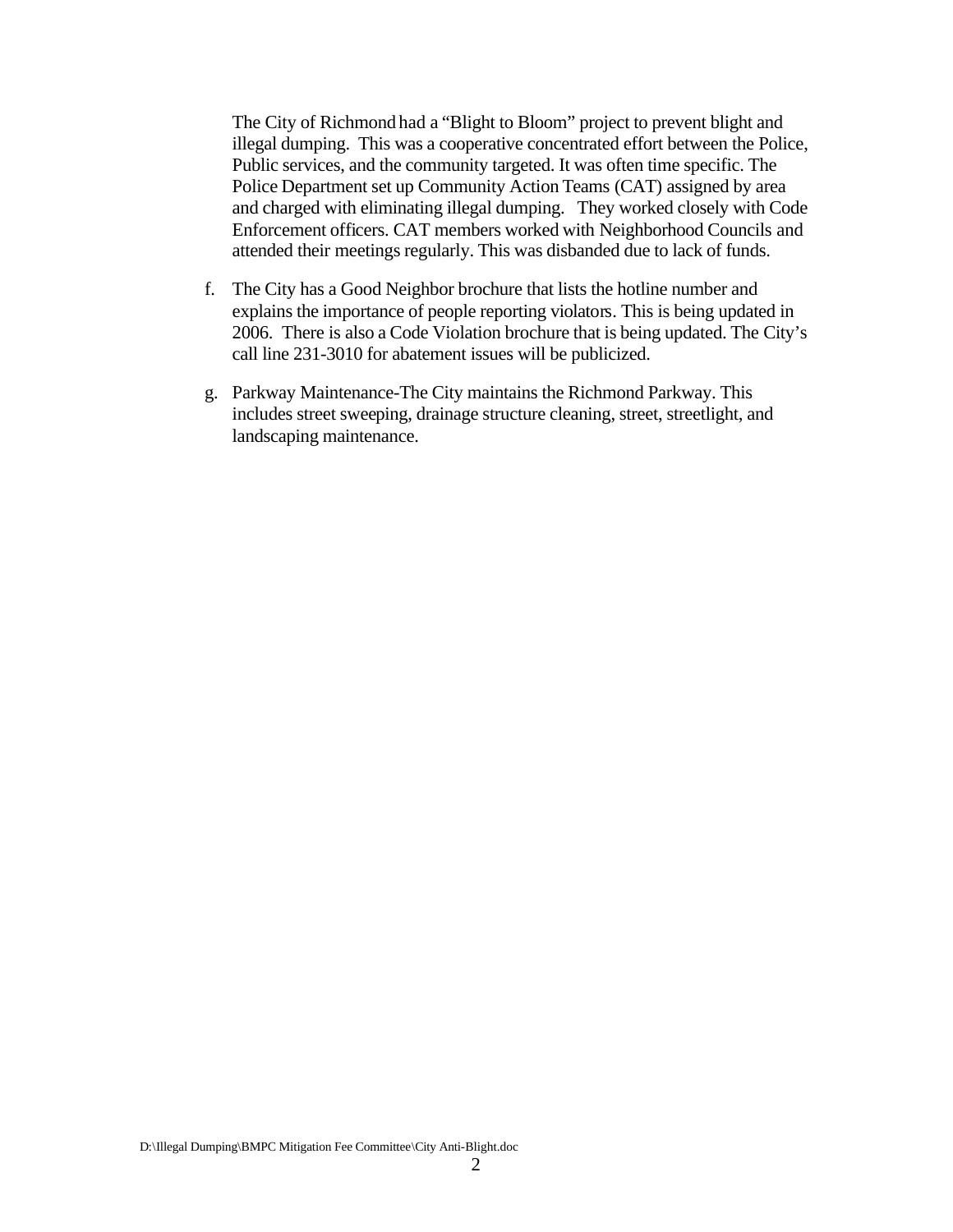The City of Richmond had a "Blight to Bloom" project to prevent blight and illegal dumping. This was a cooperative concentrated effort between the Police, Public services, and the community targeted. It was often time specific. The Police Department set up Community Action Teams (CAT) assigned by area and charged with eliminating illegal dumping. They worked closely with Code Enforcement officers. CAT members worked with Neighborhood Councils and attended their meetings regularly. This was disbanded due to lack of funds.

f. The City has a Good Neighbor brochure that lists the hotline number and explains the importance of people reporting violators. This is being updated in 2006. There is also a Code Violation brochure that is being updated. The City's call line 231-3010 for abatement issues will be publicized.

g. Parkway Maintenance-The City maintains the Richmond Parkway. This includes street sweeping, drainage structure cleaning, street, streetlight, and landscaping maintenance.